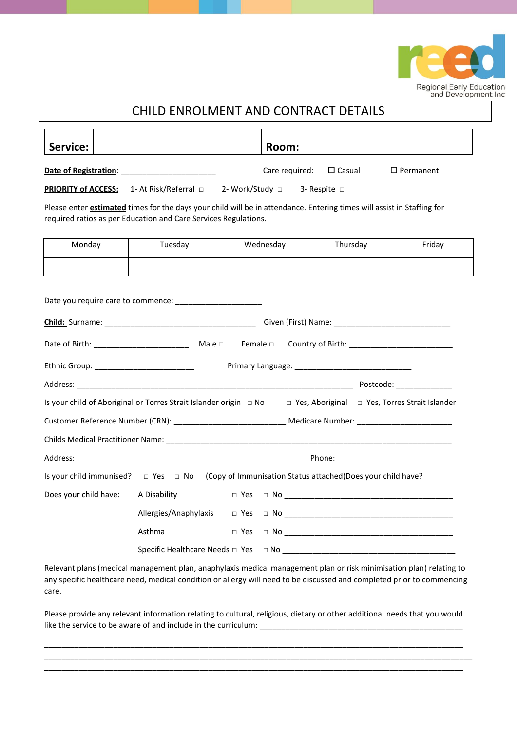Regional Early Education and Development Inc

# CHILD ENROLMENT AND CONTRACT DETAILS

| **Service:** | | **Room:** | |
|---|---|---|---|

**Date of Registration**: ______________________    Care required: ☐ Casual    ☐ Permanent

**PRIORITY of ACCESS:** 1- At Risk/Referral □    2- Work/Study □    3- Respite □

Please enter **estimated** times for the days your child will be in attendance. Entering times will assist in Staffing for required ratios as per Education and Care Services Regulations.

| Monday | Tuesday | Wednesday | Thursday | Friday |
|---|---|---|---|---|
| | | | | |

Date you require care to commence: ____________________

**Child:** Surname: ___________________________________ Given (First) Name: ___________________________

Date of Birth: ______________________ Male □ Female □ Country of Birth: ________________________

Ethnic Group: _______________________ Primary Language: ___________________________

Address: ________________________________________________________________ Postcode: _____________

Is your child of Aboriginal or Torres Strait Islander origin □ No □ Yes, Aboriginal □ Yes, Torres Strait Islander

Customer Reference Number (CRN): __________________________ Medicare Number: ______________________

Childs Medical Practitioner Name: __________________________________________________________________

Address: ______________________________________________________Phone: __________________________

Is your child immunised? □ Yes □ No (Copy of Immunisation Status attached)Does your child have?

Does your child have: A Disability □ Yes □ No _______________________________________

Allergies/Anaphylaxis □ Yes □ No _______________________________________

Asthma □ Yes □ No _______________________________________

Specific Healthcare Needs □ Yes □ No _______________________________________

Relevant plans (medical management plan, anaphylaxis medical management plan or risk minimisation plan) relating to any specific healthcare need, medical condition or allergy will need to be discussed and completed prior to commencing care.

Please provide any relevant information relating to cultural, religious, dietary or other additional needs that you would like the service to be aware of and include in the curriculum: _______________________________________________

_________________________________________________________________________________________________

_________________________________________________________________________________________________

_________________________________________________________________________________________________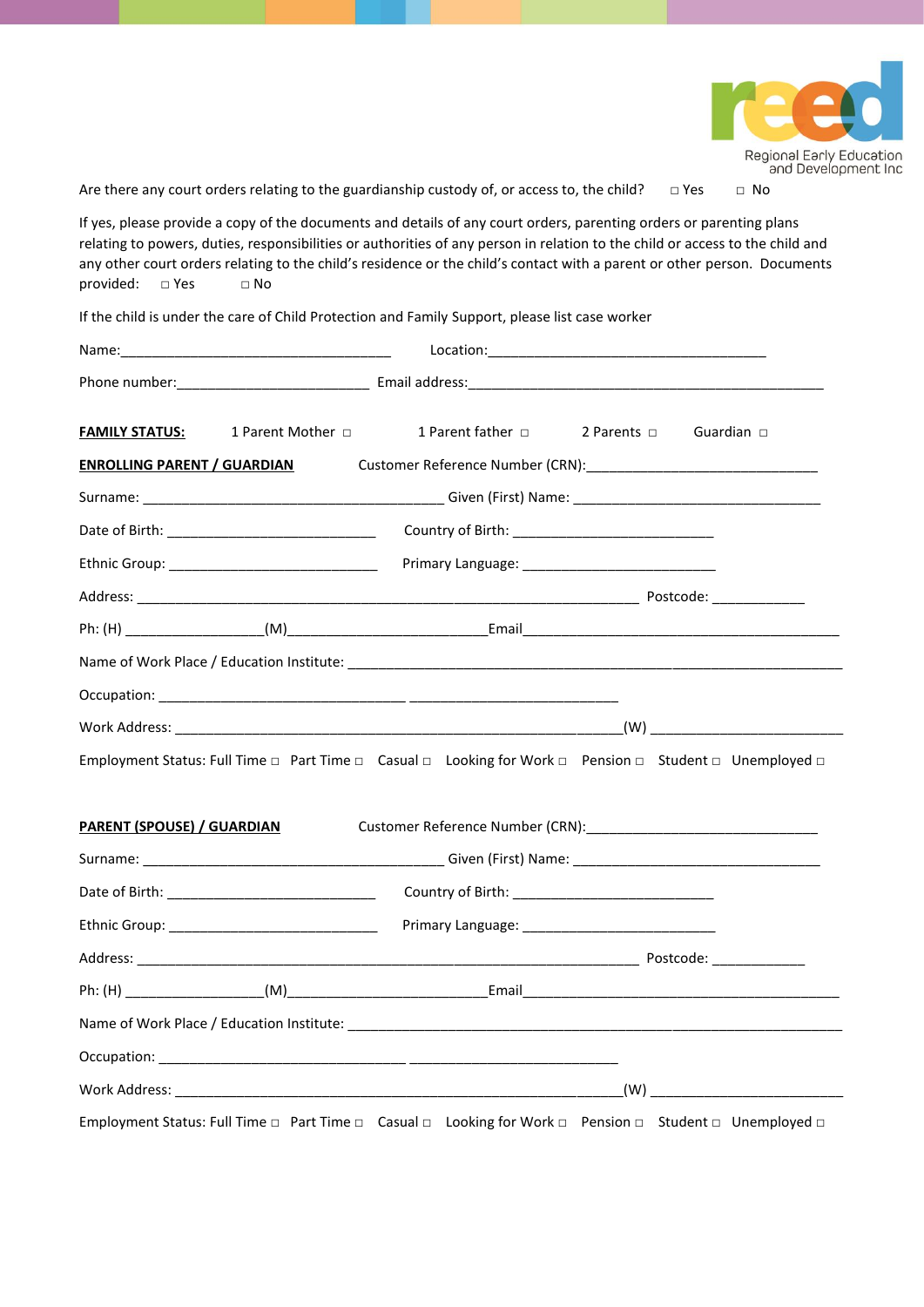Are there any court orders relating to the guardianship custody of, or access to, the child? □ Yes □ No

If yes, please provide a copy of the documents and details of any court orders, parenting orders or parenting plans relating to powers, duties, responsibilities or authorities of any person in relation to the child or access to the child and any other court orders relating to the child's residence or the child's contact with a parent or other person. Documents provided: □ Yes □ No

If the child is under the care of Child Protection and Family Support, please list case worker

Name:___________________________________ Location:_____________________________________

Phone number:_________________________ Email address:_______________________________________________

**FAMILY STATUS:** 1 Parent Mother □ 1 Parent father □ 2 Parents □ Guardian □

**ENROLLING PARENT / GUARDIAN** Customer Reference Number (CRN):______________________________

Surname: ________________________________________ Given (First) Name: ________________________________

Date of Birth: ___________________________ Country of Birth: __________________________

Ethnic Group: ___________________________ Primary Language: _________________________

Address: ____________________________________________________________________ Postcode: ____________

Ph: (H) _________________(M)__________________________Email__________________________________________

Name of Work Place / Education Institute: _________________________________________________________________

Occupation: ________________________________ ____________________________

Work Address: __________________________________________________________(W) _________________________

Employment Status: Full Time □ Part Time □ Casual □ Looking for Work □ Pension □ Student □ Unemployed □

**PARENT (SPOUSE) / GUARDIAN** Customer Reference Number (CRN):______________________________

Surname: ________________________________________ Given (First) Name: ________________________________

Date of Birth: ___________________________ Country of Birth: __________________________

Ethnic Group: ___________________________ Primary Language: _________________________

Address: ____________________________________________________________________ Postcode: ____________

Ph: (H) _________________(M)__________________________Email__________________________________________

Name of Work Place / Education Institute: _________________________________________________________________

Occupation: ________________________________ ____________________________

Work Address: __________________________________________________________(W) _________________________

Employment Status: Full Time □ Part Time □ Casual □ Looking for Work □ Pension □ Student □ Unemployed □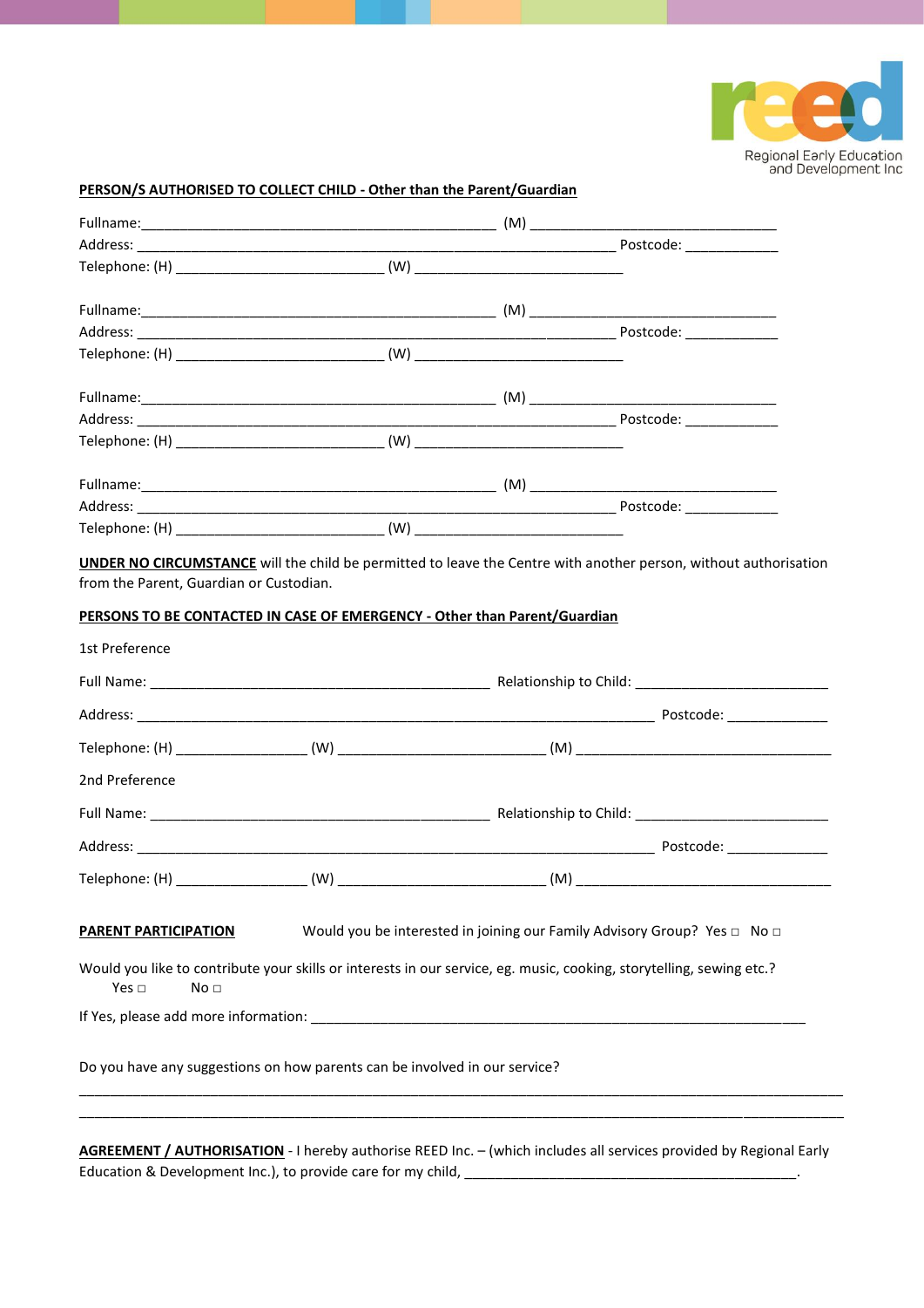Regional Early Education and Development Inc

**PERSON/S AUTHORISED TO COLLECT CHILD - Other than the Parent/Guardian**

Fullname:_______________________________________________ (M) _________________________________
Address: ______________________________________________________________ Postcode: ____________
Telephone: (H) ___________________________ (W) ___________________________

Fullname:_______________________________________________ (M) _________________________________
Address: ______________________________________________________________ Postcode: ____________
Telephone: (H) ___________________________ (W) ___________________________

Fullname:_______________________________________________ (M) _________________________________
Address: ______________________________________________________________ Postcode: ____________
Telephone: (H) ___________________________ (W) ___________________________

Fullname:_______________________________________________ (M) _________________________________
Address: ______________________________________________________________ Postcode: ____________
Telephone: (H) ___________________________ (W) ___________________________

**UNDER NO CIRCUMSTANCE** will the child be permitted to leave the Centre with another person, without authorisation from the Parent, Guardian or Custodian.

**PERSONS TO BE CONTACTED IN CASE OF EMERGENCY - Other than Parent/Guardian**

1st Preference

Full Name: _____________________________________________ Relationship to Child: _________________________

Address: ____________________________________________________________________ Postcode: _____________

Telephone: (H) _________________ (W) ___________________________ (M) _________________________________

2nd Preference

Full Name: _____________________________________________ Relationship to Child: _________________________

Address: ____________________________________________________________________ Postcode: _____________

Telephone: (H) _________________ (W) ___________________________ (M) _________________________________

**PARENT PARTICIPATION** Would you be interested in joining our Family Advisory Group? Yes □ No □

Would you like to contribute your skills or interests in our service, eg. music, cooking, storytelling, sewing etc.?
Yes □ No □

If Yes, please add more information: _________________________________________________________________

Do you have any suggestions on how parents can be involved in our service?

____________________________________________________________________________________________________
____________________________________________________________________________________________________

**AGREEMENT / AUTHORISATION** - I hereby authorise REED Inc. – (which includes all services provided by Regional Early Education & Development Inc.), to provide care for my child, ____________________________________________.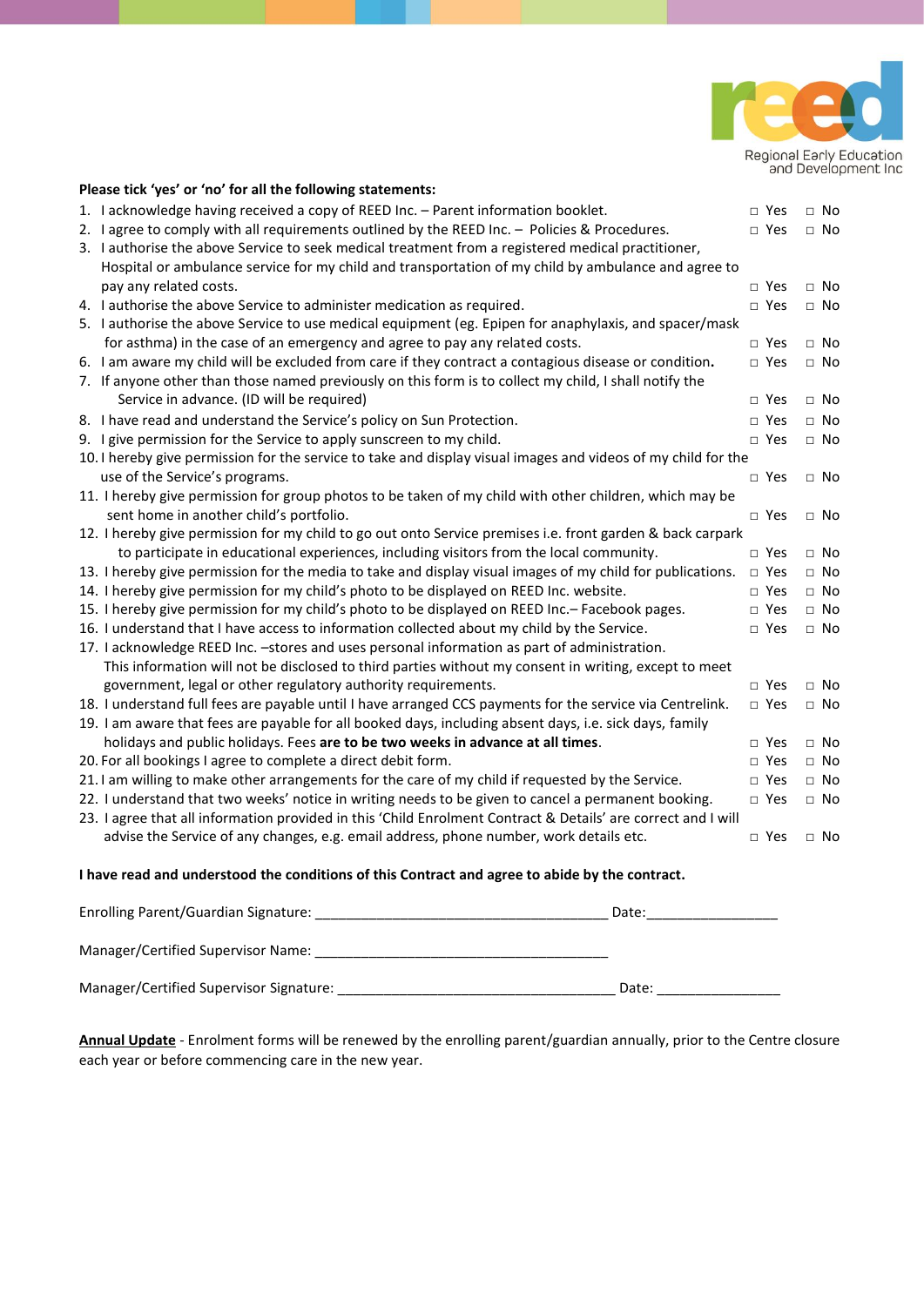Regional Early Education and Development Inc

**Please tick 'yes' or 'no' for all the following statements:**

1. I acknowledge having received a copy of REED Inc. – Parent information booklet. □ Yes □ No
2. I agree to comply with all requirements outlined by the REED Inc. – Policies & Procedures. □ Yes □ No
3. I authorise the above Service to seek medical treatment from a registered medical practitioner, Hospital or ambulance service for my child and transportation of my child by ambulance and agree to pay any related costs. □ Yes □ No
4. I authorise the above Service to administer medication as required. □ Yes □ No
5. I authorise the above Service to use medical equipment (eg. Epipen for anaphylaxis, and spacer/mask for asthma) in the case of an emergency and agree to pay any related costs. □ Yes □ No
6. I am aware my child will be excluded from care if they contract a contagious disease or condition**.** □ Yes □ No
7. If anyone other than those named previously on this form is to collect my child, I shall notify the Service in advance. (ID will be required) □ Yes □ No
8. I have read and understand the Service's policy on Sun Protection. □ Yes □ No
9. I give permission for the Service to apply sunscreen to my child. □ Yes □ No
10. I hereby give permission for the service to take and display visual images and videos of my child for the use of the Service's programs. □ Yes □ No
11. I hereby give permission for group photos to be taken of my child with other children, which may be sent home in another child's portfolio. □ Yes □ No
12. I hereby give permission for my child to go out onto Service premises i.e. front garden & back carpark to participate in educational experiences, including visitors from the local community. □ Yes □ No
13. I hereby give permission for the media to take and display visual images of my child for publications. □ Yes □ No
14. I hereby give permission for my child's photo to be displayed on REED Inc. website. □ Yes □ No
15. I hereby give permission for my child's photo to be displayed on REED Inc.– Facebook pages. □ Yes □ No
16. I understand that I have access to information collected about my child by the Service. □ Yes □ No
17. I acknowledge REED Inc. –stores and uses personal information as part of administration. This information will not be disclosed to third parties without my consent in writing, except to meet government, legal or other regulatory authority requirements. □ Yes □ No
18. I understand full fees are payable until I have arranged CCS payments for the service via Centrelink. □ Yes □ No
19. I am aware that fees are payable for all booked days, including absent days, i.e. sick days, family holidays and public holidays. Fees **are to be two weeks in advance at all times**. □ Yes □ No
20. For all bookings I agree to complete a direct debit form. □ Yes □ No
21. I am willing to make other arrangements for the care of my child if requested by the Service. □ Yes □ No
22. I understand that two weeks' notice in writing needs to be given to cancel a permanent booking. □ Yes □ No
23. I agree that all information provided in this 'Child Enrolment Contract & Details' are correct and I will advise the Service of any changes, e.g. email address, phone number, work details etc. □ Yes □ No

**I have read and understood the conditions of this Contract and agree to abide by the contract.**

Enrolling Parent/Guardian Signature: ______________________________________ Date:_________________

Manager/Certified Supervisor Name: ______________________________________

Manager/Certified Supervisor Signature: ____________________________________ Date: ________________

**Annual Update** - Enrolment forms will be renewed by the enrolling parent/guardian annually, prior to the Centre closure each year or before commencing care in the new year.